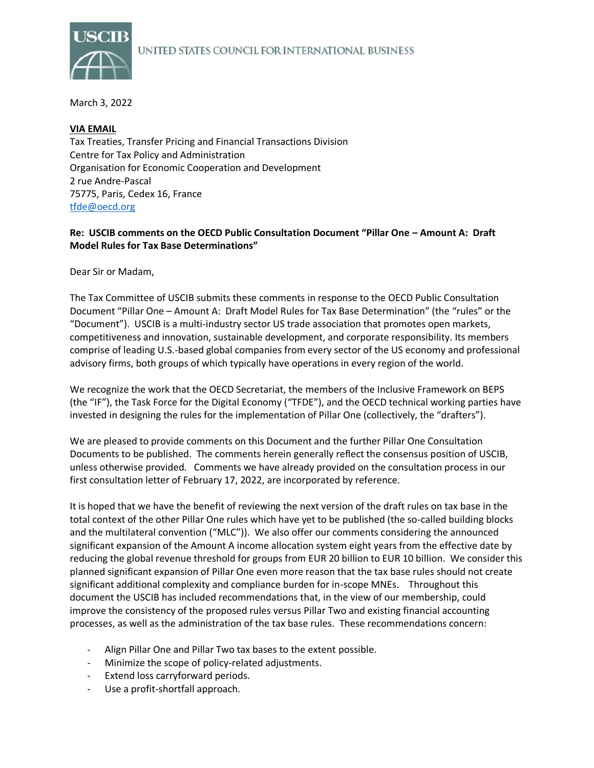USCIB

UNITED STATES COUNCIL FOR INTERNATIONAL BUSINESS

March 3, 2022

**VIA EMAIL**
Tax Treaties, Transfer Pricing and Financial Transactions Division
Centre for Tax Policy and Administration
Organisation for Economic Cooperation and Development
2 rue Andre-Pascal
75775, Paris, Cedex 16, France
tfde@oecd.org

**Re: USCIB comments on the OECD Public Consultation Document "Pillar One – Amount A: Draft Model Rules for Tax Base Determinations"**

Dear Sir or Madam,

The Tax Committee of USCIB submits these comments in response to the OECD Public Consultation Document "Pillar One – Amount A: Draft Model Rules for Tax Base Determination" (the "rules" or the "Document"). USCIB is a multi-industry sector US trade association that promotes open markets, competitiveness and innovation, sustainable development, and corporate responsibility. Its members comprise of leading U.S.-based global companies from every sector of the US economy and professional advisory firms, both groups of which typically have operations in every region of the world.

We recognize the work that the OECD Secretariat, the members of the Inclusive Framework on BEPS (the "IF"), the Task Force for the Digital Economy ("TFDE"), and the OECD technical working parties have invested in designing the rules for the implementation of Pillar One (collectively, the "drafters").

We are pleased to provide comments on this Document and the further Pillar One Consultation Documents to be published. The comments herein generally reflect the consensus position of USCIB, unless otherwise provided. Comments we have already provided on the consultation process in our first consultation letter of February 17, 2022, are incorporated by reference.

It is hoped that we have the benefit of reviewing the next version of the draft rules on tax base in the total context of the other Pillar One rules which have yet to be published (the so-called building blocks and the multilateral convention ("MLC")). We also offer our comments considering the announced significant expansion of the Amount A income allocation system eight years from the effective date by reducing the global revenue threshold for groups from EUR 20 billion to EUR 10 billion. We consider this planned significant expansion of Pillar One even more reason that the tax base rules should not create significant additional complexity and compliance burden for in-scope MNEs. Throughout this document the USCIB has included recommendations that, in the view of our membership, could improve the consistency of the proposed rules versus Pillar Two and existing financial accounting processes, as well as the administration of the tax base rules. These recommendations concern:

- Align Pillar One and Pillar Two tax bases to the extent possible.
- Minimize the scope of policy-related adjustments.
- Extend loss carryforward periods.
- Use a profit-shortfall approach.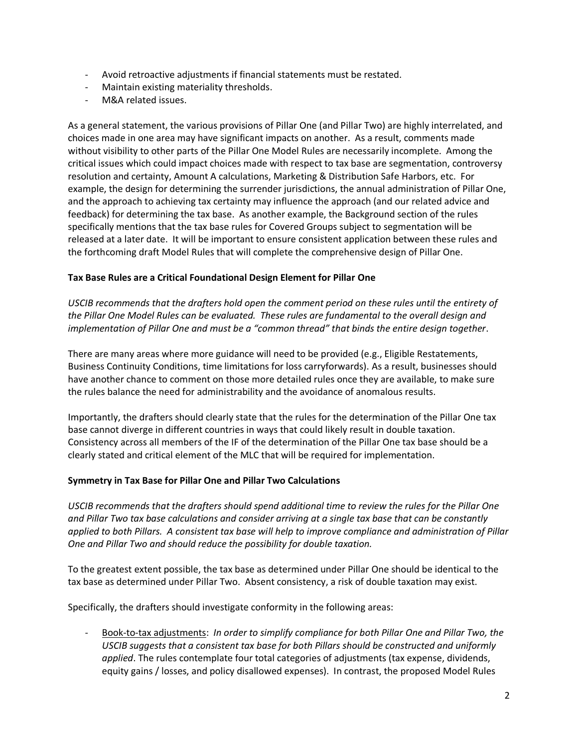- Avoid retroactive adjustments if financial statements must be restated.
- Maintain existing materiality thresholds.
- M&A related issues.

As a general statement, the various provisions of Pillar One (and Pillar Two) are highly interrelated, and choices made in one area may have significant impacts on another. As a result, comments made without visibility to other parts of the Pillar One Model Rules are necessarily incomplete. Among the critical issues which could impact choices made with respect to tax base are segmentation, controversy resolution and certainty, Amount A calculations, Marketing & Distribution Safe Harbors, etc. For example, the design for determining the surrender jurisdictions, the annual administration of Pillar One, and the approach to achieving tax certainty may influence the approach (and our related advice and feedback) for determining the tax base. As another example, the Background section of the rules specifically mentions that the tax base rules for Covered Groups subject to segmentation will be released at a later date. It will be important to ensure consistent application between these rules and the forthcoming draft Model Rules that will complete the comprehensive design of Pillar One.

**Tax Base Rules are a Critical Foundational Design Element for Pillar One**

*USCIB recommends that the drafters hold open the comment period on these rules until the entirety of the Pillar One Model Rules can be evaluated. These rules are fundamental to the overall design and implementation of Pillar One and must be a "common thread" that binds the entire design together*.

There are many areas where more guidance will need to be provided (e.g., Eligible Restatements, Business Continuity Conditions, time limitations for loss carryforwards). As a result, businesses should have another chance to comment on those more detailed rules once they are available, to make sure the rules balance the need for administrability and the avoidance of anomalous results.

Importantly, the drafters should clearly state that the rules for the determination of the Pillar One tax base cannot diverge in different countries in ways that could likely result in double taxation. Consistency across all members of the IF of the determination of the Pillar One tax base should be a clearly stated and critical element of the MLC that will be required for implementation.

**Symmetry in Tax Base for Pillar One and Pillar Two Calculations**

*USCIB recommends that the drafters should spend additional time to review the rules for the Pillar One and Pillar Two tax base calculations and consider arriving at a single tax base that can be constantly applied to both Pillars. A consistent tax base will help to improve compliance and administration of Pillar One and Pillar Two and should reduce the possibility for double taxation.*

To the greatest extent possible, the tax base as determined under Pillar One should be identical to the tax base as determined under Pillar Two. Absent consistency, a risk of double taxation may exist.

Specifically, the drafters should investigate conformity in the following areas:

- Book-to-tax adjustments: *In order to simplify compliance for both Pillar One and Pillar Two, the USCIB suggests that a consistent tax base for both Pillars should be constructed and uniformly applied*. The rules contemplate four total categories of adjustments (tax expense, dividends, equity gains / losses, and policy disallowed expenses). In contrast, the proposed Model Rules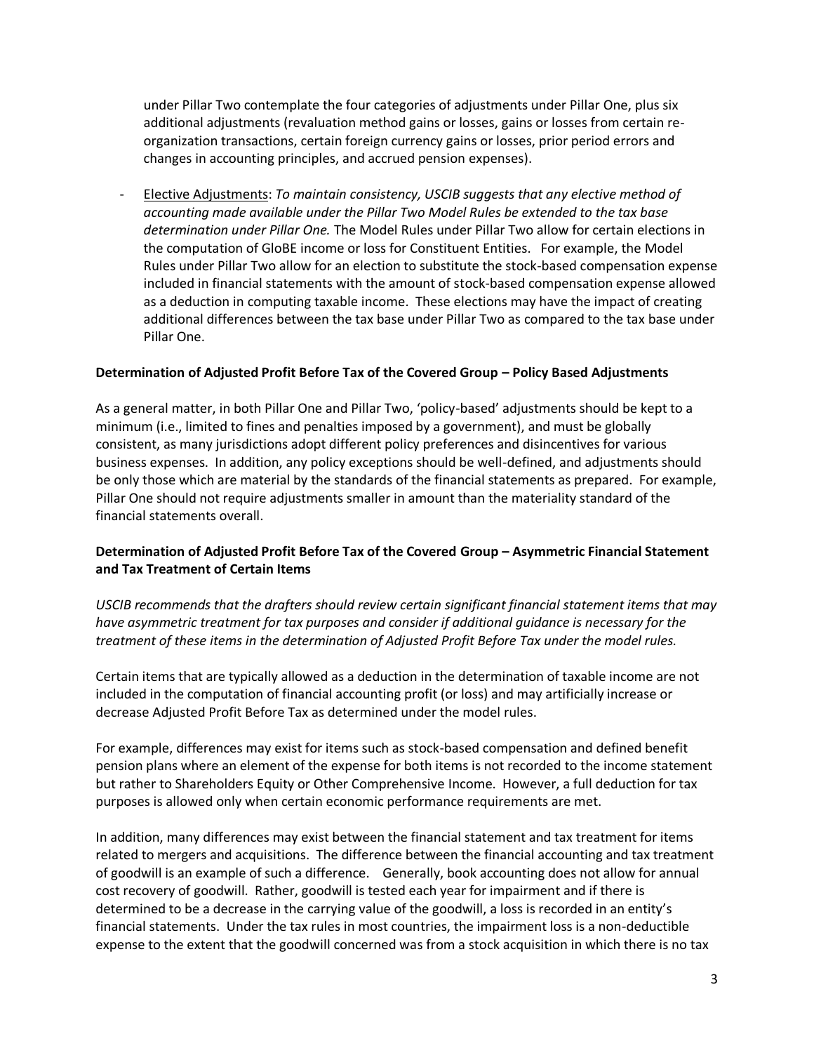under Pillar Two contemplate the four categories of adjustments under Pillar One, plus six additional adjustments (revaluation method gains or losses, gains or losses from certain re-organization transactions, certain foreign currency gains or losses, prior period errors and changes in accounting principles, and accrued pension expenses).

- Elective Adjustments: *To maintain consistency, USCIB suggests that any elective method of accounting made available under the Pillar Two Model Rules be extended to the tax base determination under Pillar One.* The Model Rules under Pillar Two allow for certain elections in the computation of GloBE income or loss for Constituent Entities. For example, the Model Rules under Pillar Two allow for an election to substitute the stock-based compensation expense included in financial statements with the amount of stock-based compensation expense allowed as a deduction in computing taxable income. These elections may have the impact of creating additional differences between the tax base under Pillar Two as compared to the tax base under Pillar One.

**Determination of Adjusted Profit Before Tax of the Covered Group – Policy Based Adjustments**

As a general matter, in both Pillar One and Pillar Two, 'policy-based' adjustments should be kept to a minimum (i.e., limited to fines and penalties imposed by a government), and must be globally consistent, as many jurisdictions adopt different policy preferences and disincentives for various business expenses. In addition, any policy exceptions should be well-defined, and adjustments should be only those which are material by the standards of the financial statements as prepared. For example, Pillar One should not require adjustments smaller in amount than the materiality standard of the financial statements overall.

**Determination of Adjusted Profit Before Tax of the Covered Group – Asymmetric Financial Statement and Tax Treatment of Certain Items**

*USCIB recommends that the drafters should review certain significant financial statement items that may have asymmetric treatment for tax purposes and consider if additional guidance is necessary for the treatment of these items in the determination of Adjusted Profit Before Tax under the model rules.*

Certain items that are typically allowed as a deduction in the determination of taxable income are not included in the computation of financial accounting profit (or loss) and may artificially increase or decrease Adjusted Profit Before Tax as determined under the model rules.

For example, differences may exist for items such as stock-based compensation and defined benefit pension plans where an element of the expense for both items is not recorded to the income statement but rather to Shareholders Equity or Other Comprehensive Income. However, a full deduction for tax purposes is allowed only when certain economic performance requirements are met.

In addition, many differences may exist between the financial statement and tax treatment for items related to mergers and acquisitions. The difference between the financial accounting and tax treatment of goodwill is an example of such a difference. Generally, book accounting does not allow for annual cost recovery of goodwill. Rather, goodwill is tested each year for impairment and if there is determined to be a decrease in the carrying value of the goodwill, a loss is recorded in an entity's financial statements. Under the tax rules in most countries, the impairment loss is a non-deductible expense to the extent that the goodwill concerned was from a stock acquisition in which there is no tax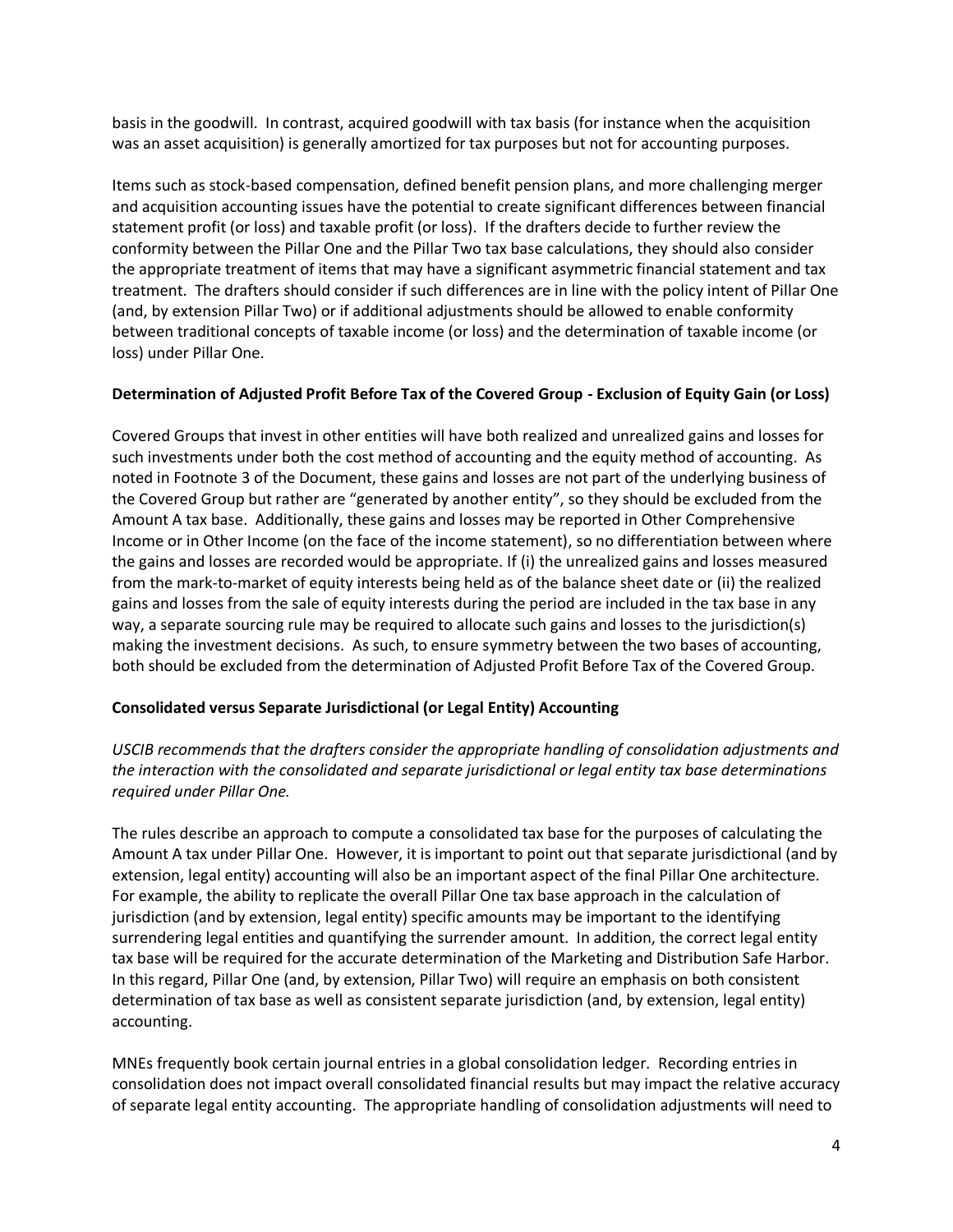basis in the goodwill. In contrast, acquired goodwill with tax basis (for instance when the acquisition was an asset acquisition) is generally amortized for tax purposes but not for accounting purposes.

Items such as stock-based compensation, defined benefit pension plans, and more challenging merger and acquisition accounting issues have the potential to create significant differences between financial statement profit (or loss) and taxable profit (or loss). If the drafters decide to further review the conformity between the Pillar One and the Pillar Two tax base calculations, they should also consider the appropriate treatment of items that may have a significant asymmetric financial statement and tax treatment. The drafters should consider if such differences are in line with the policy intent of Pillar One (and, by extension Pillar Two) or if additional adjustments should be allowed to enable conformity between traditional concepts of taxable income (or loss) and the determination of taxable income (or loss) under Pillar One.

**Determination of Adjusted Profit Before Tax of the Covered Group - Exclusion of Equity Gain (or Loss)**

Covered Groups that invest in other entities will have both realized and unrealized gains and losses for such investments under both the cost method of accounting and the equity method of accounting. As noted in Footnote 3 of the Document, these gains and losses are not part of the underlying business of the Covered Group but rather are "generated by another entity", so they should be excluded from the Amount A tax base. Additionally, these gains and losses may be reported in Other Comprehensive Income or in Other Income (on the face of the income statement), so no differentiation between where the gains and losses are recorded would be appropriate. If (i) the unrealized gains and losses measured from the mark-to-market of equity interests being held as of the balance sheet date or (ii) the realized gains and losses from the sale of equity interests during the period are included in the tax base in any way, a separate sourcing rule may be required to allocate such gains and losses to the jurisdiction(s) making the investment decisions. As such, to ensure symmetry between the two bases of accounting, both should be excluded from the determination of Adjusted Profit Before Tax of the Covered Group.

**Consolidated versus Separate Jurisdictional (or Legal Entity) Accounting**

*USCIB recommends that the drafters consider the appropriate handling of consolidation adjustments and the interaction with the consolidated and separate jurisdictional or legal entity tax base determinations required under Pillar One.*

The rules describe an approach to compute a consolidated tax base for the purposes of calculating the Amount A tax under Pillar One. However, it is important to point out that separate jurisdictional (and by extension, legal entity) accounting will also be an important aspect of the final Pillar One architecture. For example, the ability to replicate the overall Pillar One tax base approach in the calculation of jurisdiction (and by extension, legal entity) specific amounts may be important to the identifying surrendering legal entities and quantifying the surrender amount. In addition, the correct legal entity tax base will be required for the accurate determination of the Marketing and Distribution Safe Harbor. In this regard, Pillar One (and, by extension, Pillar Two) will require an emphasis on both consistent determination of tax base as well as consistent separate jurisdiction (and, by extension, legal entity) accounting.

MNEs frequently book certain journal entries in a global consolidation ledger. Recording entries in consolidation does not impact overall consolidated financial results but may impact the relative accuracy of separate legal entity accounting. The appropriate handling of consolidation adjustments will need to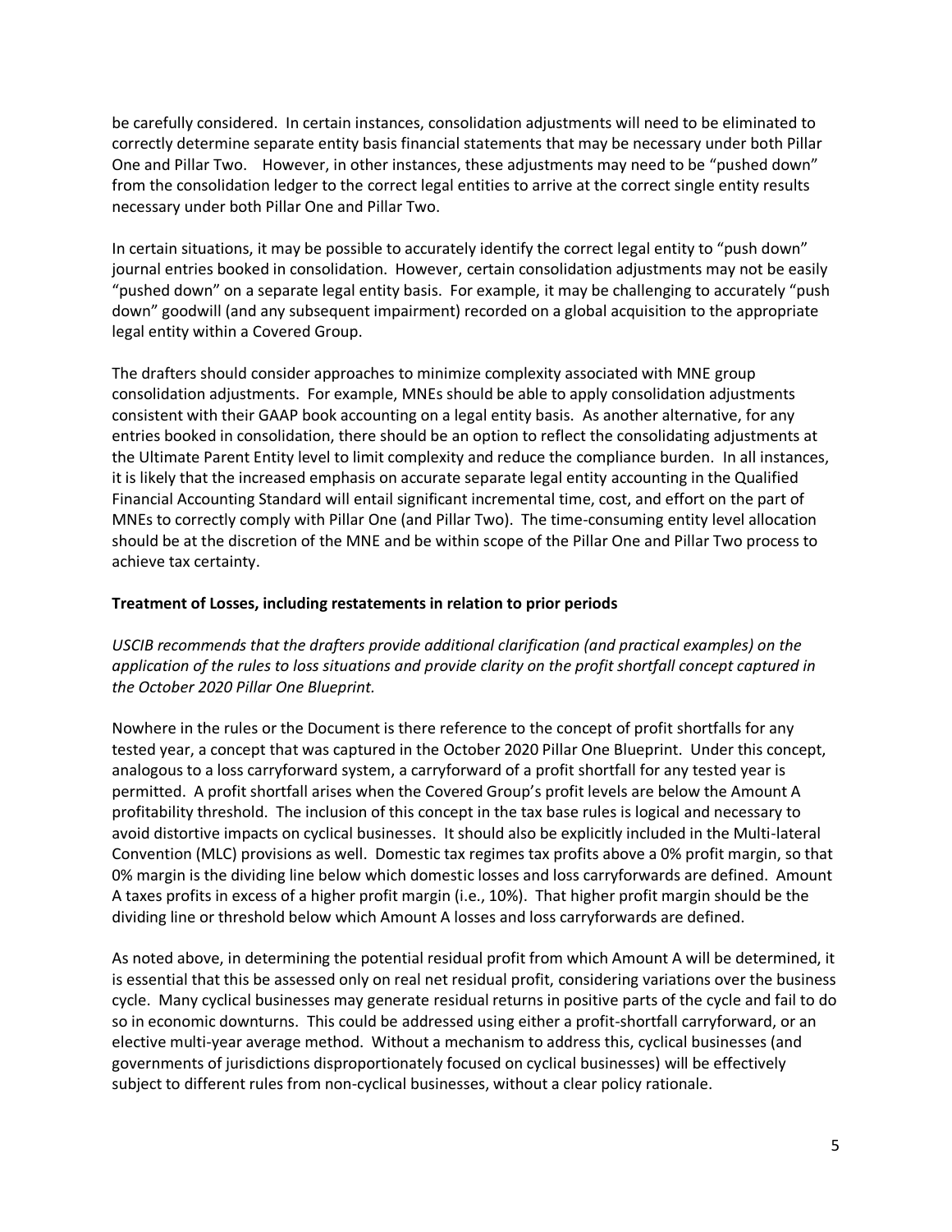be carefully considered. In certain instances, consolidation adjustments will need to be eliminated to correctly determine separate entity basis financial statements that may be necessary under both Pillar One and Pillar Two. However, in other instances, these adjustments may need to be "pushed down" from the consolidation ledger to the correct legal entities to arrive at the correct single entity results necessary under both Pillar One and Pillar Two.

In certain situations, it may be possible to accurately identify the correct legal entity to "push down" journal entries booked in consolidation. However, certain consolidation adjustments may not be easily "pushed down" on a separate legal entity basis. For example, it may be challenging to accurately "push down" goodwill (and any subsequent impairment) recorded on a global acquisition to the appropriate legal entity within a Covered Group.

The drafters should consider approaches to minimize complexity associated with MNE group consolidation adjustments. For example, MNEs should be able to apply consolidation adjustments consistent with their GAAP book accounting on a legal entity basis. As another alternative, for any entries booked in consolidation, there should be an option to reflect the consolidating adjustments at the Ultimate Parent Entity level to limit complexity and reduce the compliance burden. In all instances, it is likely that the increased emphasis on accurate separate legal entity accounting in the Qualified Financial Accounting Standard will entail significant incremental time, cost, and effort on the part of MNEs to correctly comply with Pillar One (and Pillar Two). The time-consuming entity level allocation should be at the discretion of the MNE and be within scope of the Pillar One and Pillar Two process to achieve tax certainty.

**Treatment of Losses, including restatements in relation to prior periods**

*USCIB recommends that the drafters provide additional clarification (and practical examples) on the application of the rules to loss situations and provide clarity on the profit shortfall concept captured in the October 2020 Pillar One Blueprint.*

Nowhere in the rules or the Document is there reference to the concept of profit shortfalls for any tested year, a concept that was captured in the October 2020 Pillar One Blueprint. Under this concept, analogous to a loss carryforward system, a carryforward of a profit shortfall for any tested year is permitted. A profit shortfall arises when the Covered Group's profit levels are below the Amount A profitability threshold. The inclusion of this concept in the tax base rules is logical and necessary to avoid distortive impacts on cyclical businesses. It should also be explicitly included in the Multi-lateral Convention (MLC) provisions as well. Domestic tax regimes tax profits above a 0% profit margin, so that 0% margin is the dividing line below which domestic losses and loss carryforwards are defined. Amount A taxes profits in excess of a higher profit margin (i.e., 10%). That higher profit margin should be the dividing line or threshold below which Amount A losses and loss carryforwards are defined.

As noted above, in determining the potential residual profit from which Amount A will be determined, it is essential that this be assessed only on real net residual profit, considering variations over the business cycle. Many cyclical businesses may generate residual returns in positive parts of the cycle and fail to do so in economic downturns. This could be addressed using either a profit-shortfall carryforward, or an elective multi-year average method. Without a mechanism to address this, cyclical businesses (and governments of jurisdictions disproportionately focused on cyclical businesses) will be effectively subject to different rules from non-cyclical businesses, without a clear policy rationale.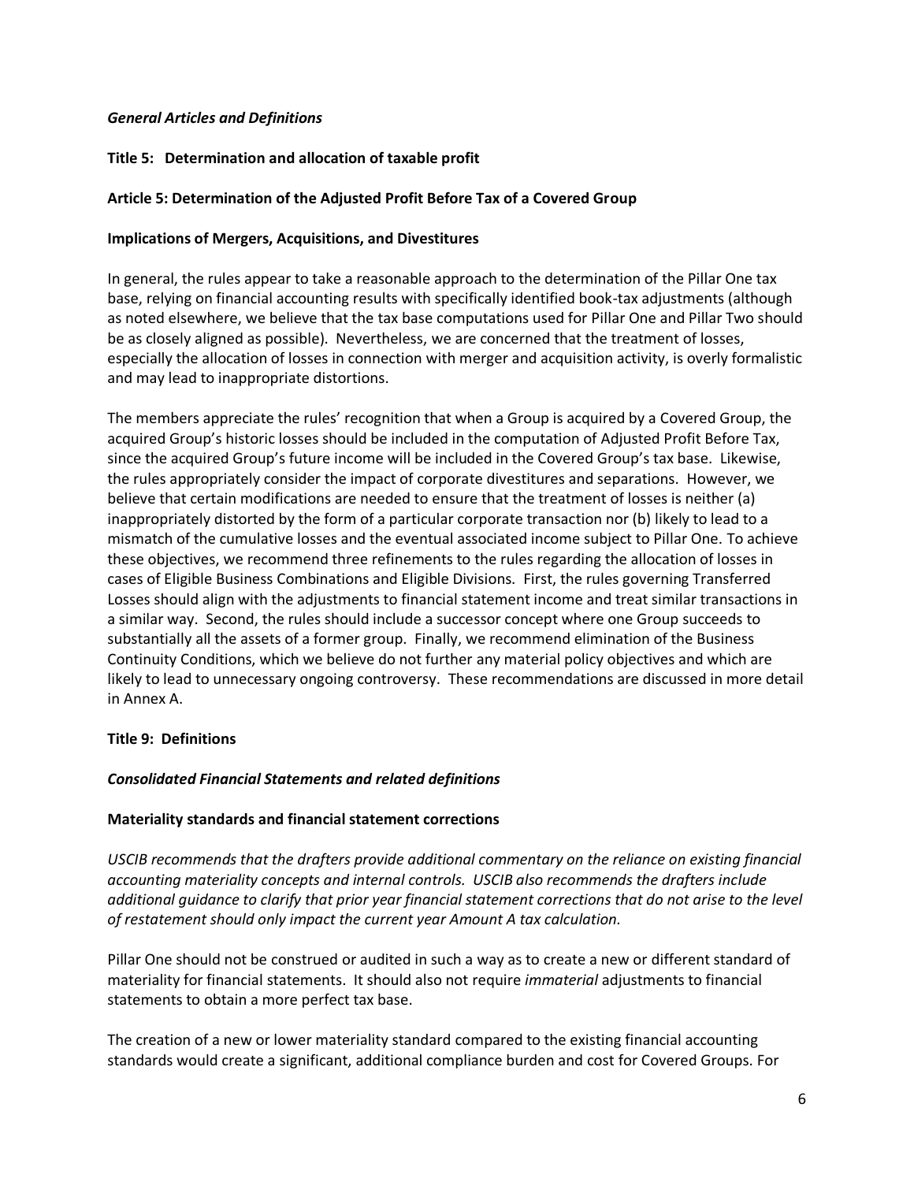***General Articles and Definitions***

**Title 5: Determination and allocation of taxable profit**

**Article 5: Determination of the Adjusted Profit Before Tax of a Covered Group**

**Implications of Mergers, Acquisitions, and Divestitures**

In general, the rules appear to take a reasonable approach to the determination of the Pillar One tax base, relying on financial accounting results with specifically identified book-tax adjustments (although as noted elsewhere, we believe that the tax base computations used for Pillar One and Pillar Two should be as closely aligned as possible). Nevertheless, we are concerned that the treatment of losses, especially the allocation of losses in connection with merger and acquisition activity, is overly formalistic and may lead to inappropriate distortions.

The members appreciate the rules' recognition that when a Group is acquired by a Covered Group, the acquired Group's historic losses should be included in the computation of Adjusted Profit Before Tax, since the acquired Group's future income will be included in the Covered Group's tax base. Likewise, the rules appropriately consider the impact of corporate divestitures and separations. However, we believe that certain modifications are needed to ensure that the treatment of losses is neither (a) inappropriately distorted by the form of a particular corporate transaction nor (b) likely to lead to a mismatch of the cumulative losses and the eventual associated income subject to Pillar One. To achieve these objectives, we recommend three refinements to the rules regarding the allocation of losses in cases of Eligible Business Combinations and Eligible Divisions. First, the rules governing Transferred Losses should align with the adjustments to financial statement income and treat similar transactions in a similar way. Second, the rules should include a successor concept where one Group succeeds to substantially all the assets of a former group. Finally, we recommend elimination of the Business Continuity Conditions, which we believe do not further any material policy objectives and which are likely to lead to unnecessary ongoing controversy. These recommendations are discussed in more detail in Annex A.

**Title 9: Definitions**

***Consolidated Financial Statements and related definitions***

**Materiality standards and financial statement corrections**

*USCIB recommends that the drafters provide additional commentary on the reliance on existing financial accounting materiality concepts and internal controls. USCIB also recommends the drafters include additional guidance to clarify that prior year financial statement corrections that do not arise to the level of restatement should only impact the current year Amount A tax calculation.*

Pillar One should not be construed or audited in such a way as to create a new or different standard of materiality for financial statements. It should also not require *immaterial* adjustments to financial statements to obtain a more perfect tax base.

The creation of a new or lower materiality standard compared to the existing financial accounting standards would create a significant, additional compliance burden and cost for Covered Groups. For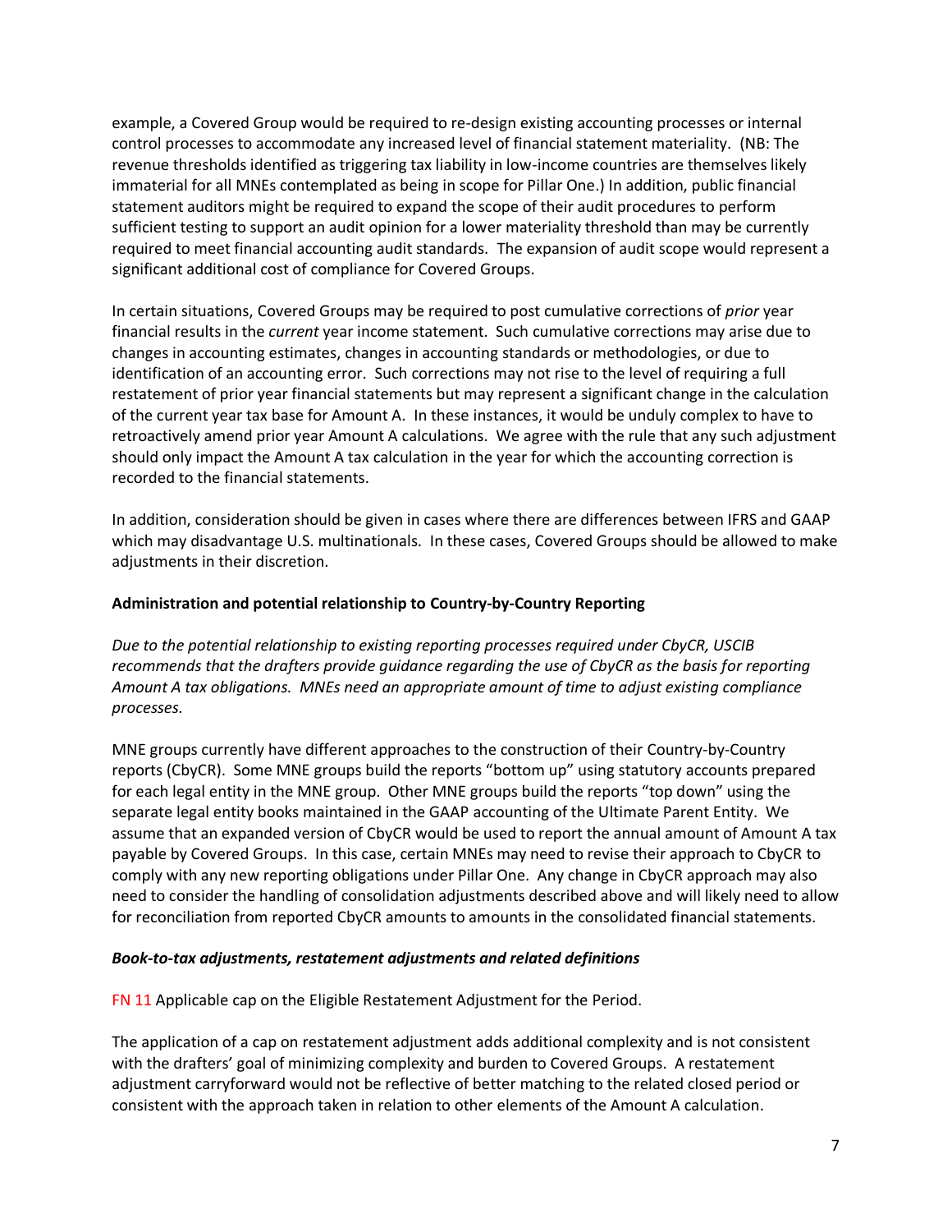example, a Covered Group would be required to re-design existing accounting processes or internal control processes to accommodate any increased level of financial statement materiality. (NB: The revenue thresholds identified as triggering tax liability in low-income countries are themselves likely immaterial for all MNEs contemplated as being in scope for Pillar One.) In addition, public financial statement auditors might be required to expand the scope of their audit procedures to perform sufficient testing to support an audit opinion for a lower materiality threshold than may be currently required to meet financial accounting audit standards. The expansion of audit scope would represent a significant additional cost of compliance for Covered Groups.

In certain situations, Covered Groups may be required to post cumulative corrections of *prior* year financial results in the *current* year income statement. Such cumulative corrections may arise due to changes in accounting estimates, changes in accounting standards or methodologies, or due to identification of an accounting error. Such corrections may not rise to the level of requiring a full restatement of prior year financial statements but may represent a significant change in the calculation of the current year tax base for Amount A. In these instances, it would be unduly complex to have to retroactively amend prior year Amount A calculations. We agree with the rule that any such adjustment should only impact the Amount A tax calculation in the year for which the accounting correction is recorded to the financial statements.

In addition, consideration should be given in cases where there are differences between IFRS and GAAP which may disadvantage U.S. multinationals. In these cases, Covered Groups should be allowed to make adjustments in their discretion.

**Administration and potential relationship to Country-by-Country Reporting**

*Due to the potential relationship to existing reporting processes required under CbyCR, USCIB recommends that the drafters provide guidance regarding the use of CbyCR as the basis for reporting Amount A tax obligations. MNEs need an appropriate amount of time to adjust existing compliance processes.*

MNE groups currently have different approaches to the construction of their Country-by-Country reports (CbyCR). Some MNE groups build the reports "bottom up" using statutory accounts prepared for each legal entity in the MNE group. Other MNE groups build the reports "top down" using the separate legal entity books maintained in the GAAP accounting of the Ultimate Parent Entity. We assume that an expanded version of CbyCR would be used to report the annual amount of Amount A tax payable by Covered Groups. In this case, certain MNEs may need to revise their approach to CbyCR to comply with any new reporting obligations under Pillar One. Any change in CbyCR approach may also need to consider the handling of consolidation adjustments described above and will likely need to allow for reconciliation from reported CbyCR amounts to amounts in the consolidated financial statements.

***Book-to-tax adjustments, restatement adjustments and related definitions***

FN 11 Applicable cap on the Eligible Restatement Adjustment for the Period.

The application of a cap on restatement adjustment adds additional complexity and is not consistent with the drafters' goal of minimizing complexity and burden to Covered Groups. A restatement adjustment carryforward would not be reflective of better matching to the related closed period or consistent with the approach taken in relation to other elements of the Amount A calculation.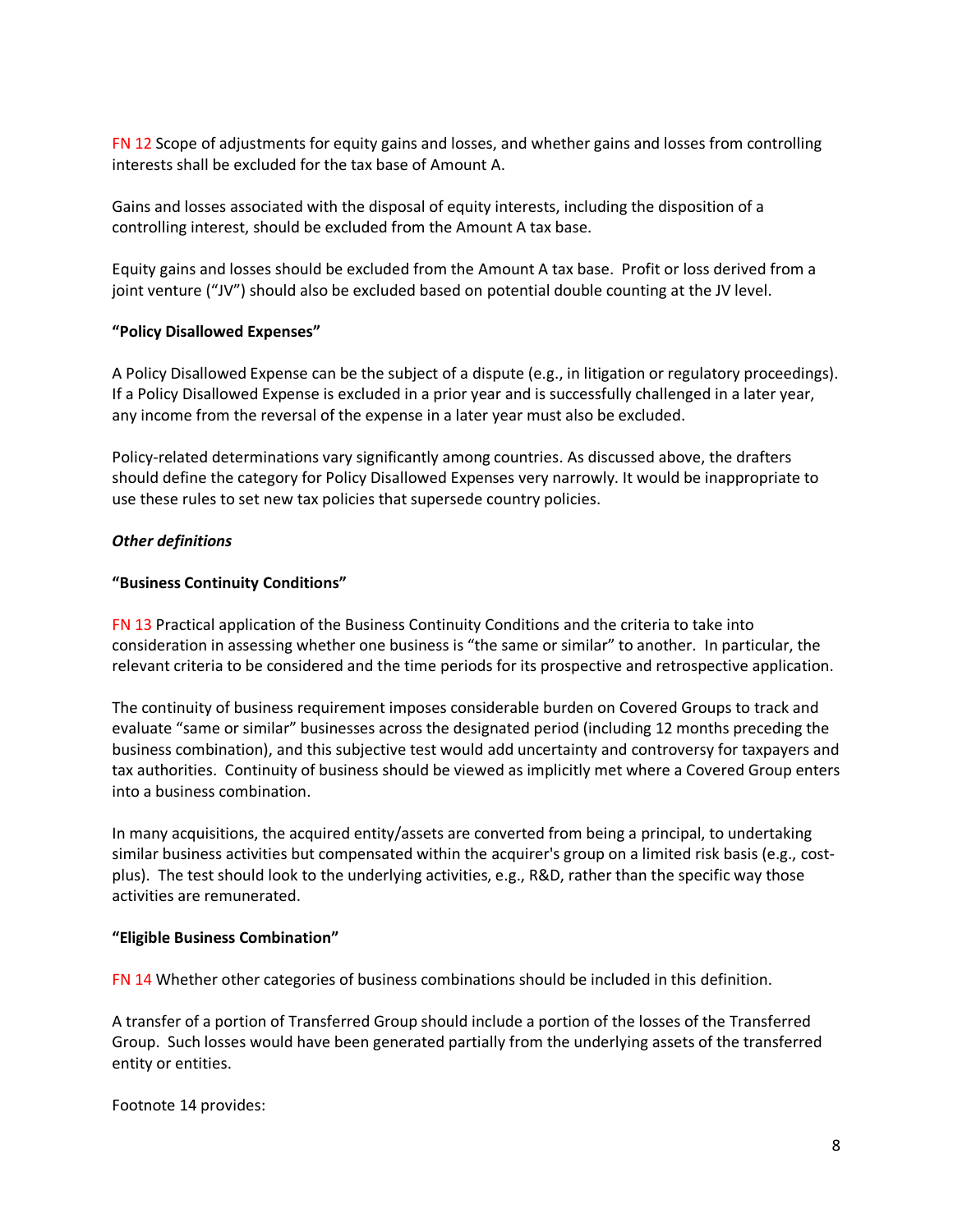FN 12 Scope of adjustments for equity gains and losses, and whether gains and losses from controlling interests shall be excluded for the tax base of Amount A.

Gains and losses associated with the disposal of equity interests, including the disposition of a controlling interest, should be excluded from the Amount A tax base.

Equity gains and losses should be excluded from the Amount A tax base. Profit or loss derived from a joint venture ("JV") should also be excluded based on potential double counting at the JV level.

**"Policy Disallowed Expenses"**

A Policy Disallowed Expense can be the subject of a dispute (e.g., in litigation or regulatory proceedings). If a Policy Disallowed Expense is excluded in a prior year and is successfully challenged in a later year, any income from the reversal of the expense in a later year must also be excluded.

Policy-related determinations vary significantly among countries. As discussed above, the drafters should define the category for Policy Disallowed Expenses very narrowly. It would be inappropriate to use these rules to set new tax policies that supersede country policies.

***Other definitions***

**"Business Continuity Conditions"**

FN 13 Practical application of the Business Continuity Conditions and the criteria to take into consideration in assessing whether one business is "the same or similar" to another. In particular, the relevant criteria to be considered and the time periods for its prospective and retrospective application.

The continuity of business requirement imposes considerable burden on Covered Groups to track and evaluate "same or similar" businesses across the designated period (including 12 months preceding the business combination), and this subjective test would add uncertainty and controversy for taxpayers and tax authorities. Continuity of business should be viewed as implicitly met where a Covered Group enters into a business combination.

In many acquisitions, the acquired entity/assets are converted from being a principal, to undertaking similar business activities but compensated within the acquirer's group on a limited risk basis (e.g., cost-plus). The test should look to the underlying activities, e.g., R&D, rather than the specific way those activities are remunerated.

**"Eligible Business Combination"**

FN 14 Whether other categories of business combinations should be included in this definition.

A transfer of a portion of Transferred Group should include a portion of the losses of the Transferred Group. Such losses would have been generated partially from the underlying assets of the transferred entity or entities.

Footnote 14 provides: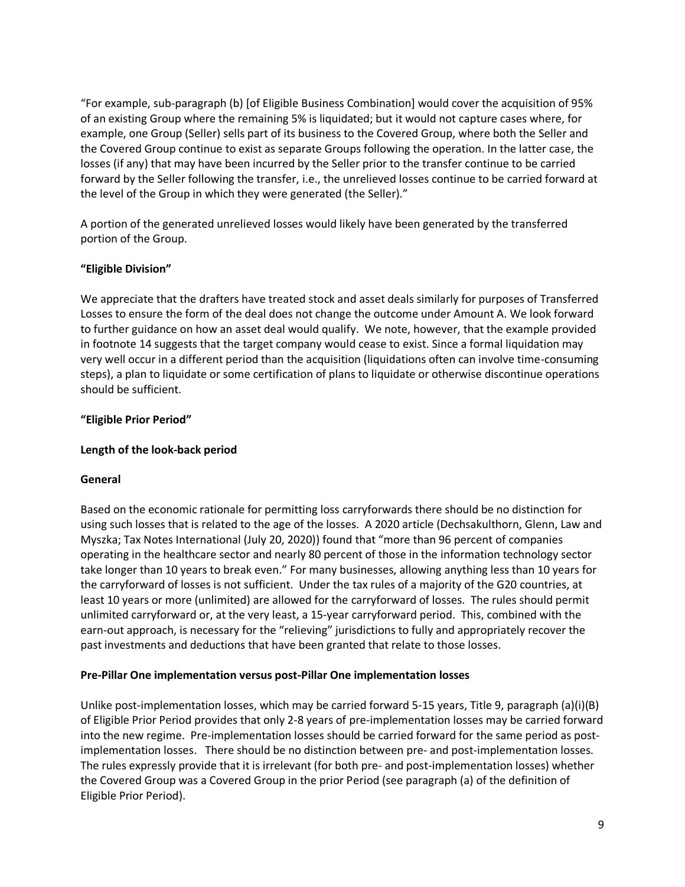"For example, sub-paragraph (b) [of Eligible Business Combination] would cover the acquisition of 95% of an existing Group where the remaining 5% is liquidated; but it would not capture cases where, for example, one Group (Seller) sells part of its business to the Covered Group, where both the Seller and the Covered Group continue to exist as separate Groups following the operation. In the latter case, the losses (if any) that may have been incurred by the Seller prior to the transfer continue to be carried forward by the Seller following the transfer, i.e., the unrelieved losses continue to be carried forward at the level of the Group in which they were generated (the Seller)."

A portion of the generated unrelieved losses would likely have been generated by the transferred portion of the Group.

**"Eligible Division"**

We appreciate that the drafters have treated stock and asset deals similarly for purposes of Transferred Losses to ensure the form of the deal does not change the outcome under Amount A. We look forward to further guidance on how an asset deal would qualify. We note, however, that the example provided in footnote 14 suggests that the target company would cease to exist. Since a formal liquidation may very well occur in a different period than the acquisition (liquidations often can involve time-consuming steps), a plan to liquidate or some certification of plans to liquidate or otherwise discontinue operations should be sufficient.

**"Eligible Prior Period"**

**Length of the look-back period**

**General**

Based on the economic rationale for permitting loss carryforwards there should be no distinction for using such losses that is related to the age of the losses. A 2020 article (Dechsakulthorn, Glenn, Law and Myszka; Tax Notes International (July 20, 2020)) found that "more than 96 percent of companies operating in the healthcare sector and nearly 80 percent of those in the information technology sector take longer than 10 years to break even." For many businesses, allowing anything less than 10 years for the carryforward of losses is not sufficient. Under the tax rules of a majority of the G20 countries, at least 10 years or more (unlimited) are allowed for the carryforward of losses. The rules should permit unlimited carryforward or, at the very least, a 15-year carryforward period. This, combined with the earn-out approach, is necessary for the "relieving" jurisdictions to fully and appropriately recover the past investments and deductions that have been granted that relate to those losses.

**Pre-Pillar One implementation versus post-Pillar One implementation losses**

Unlike post-implementation losses, which may be carried forward 5-15 years, Title 9, paragraph (a)(i)(B) of Eligible Prior Period provides that only 2-8 years of pre-implementation losses may be carried forward into the new regime. Pre-implementation losses should be carried forward for the same period as post-implementation losses. There should be no distinction between pre- and post-implementation losses. The rules expressly provide that it is irrelevant (for both pre- and post-implementation losses) whether the Covered Group was a Covered Group in the prior Period (see paragraph (a) of the definition of Eligible Prior Period).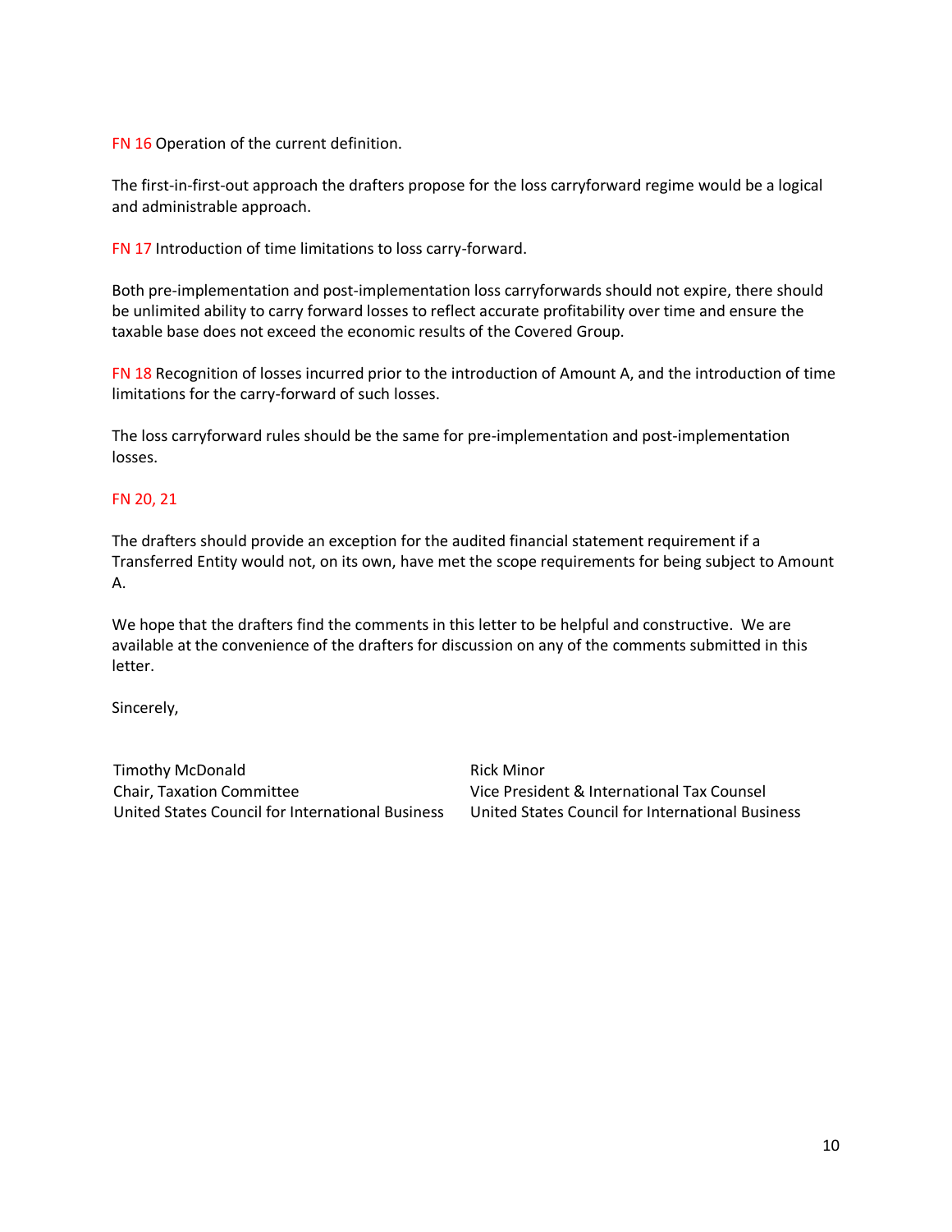FN 16 Operation of the current definition.

The first-in-first-out approach the drafters propose for the loss carryforward regime would be a logical and administrable approach.

FN 17 Introduction of time limitations to loss carry-forward.

Both pre-implementation and post-implementation loss carryforwards should not expire, there should be unlimited ability to carry forward losses to reflect accurate profitability over time and ensure the taxable base does not exceed the economic results of the Covered Group.

FN 18 Recognition of losses incurred prior to the introduction of Amount A, and the introduction of time limitations for the carry-forward of such losses.

The loss carryforward rules should be the same for pre-implementation and post-implementation losses.

FN 20, 21

The drafters should provide an exception for the audited financial statement requirement if a Transferred Entity would not, on its own, have met the scope requirements for being subject to Amount A.

We hope that the drafters find the comments in this letter to be helpful and constructive. We are available at the convenience of the drafters for discussion on any of the comments submitted in this letter.

Sincerely,

Timothy McDonald
Chair, Taxation Committee
United States Council for International Business

Rick Minor
Vice President & International Tax Counsel
United States Council for International Business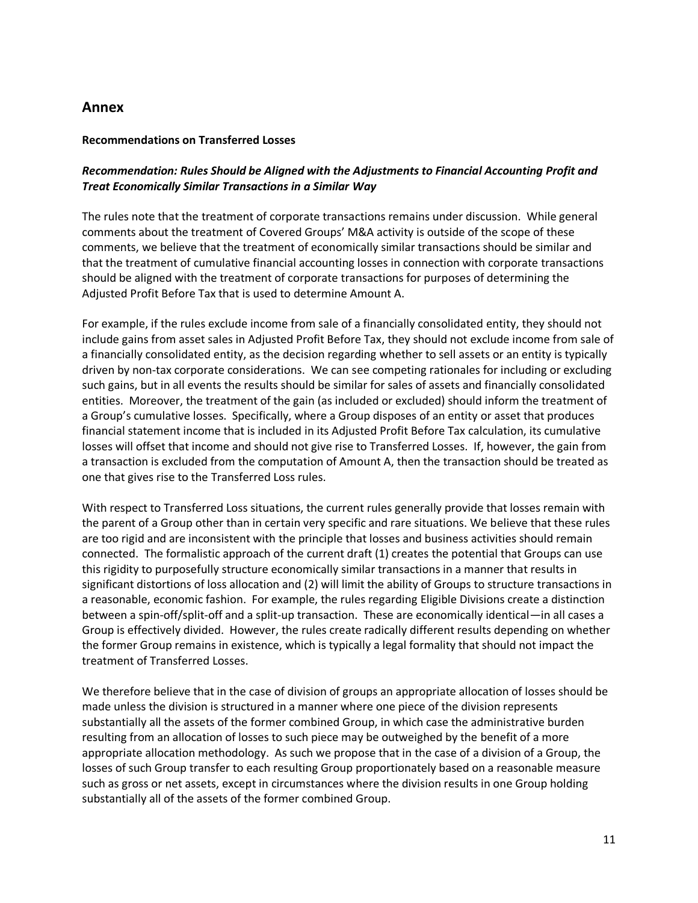## Annex

**Recommendations on Transferred Losses**

***Recommendation: Rules Should be Aligned with the Adjustments to Financial Accounting Profit and Treat Economically Similar Transactions in a Similar Way***

The rules note that the treatment of corporate transactions remains under discussion. While general comments about the treatment of Covered Groups' M&A activity is outside of the scope of these comments, we believe that the treatment of economically similar transactions should be similar and that the treatment of cumulative financial accounting losses in connection with corporate transactions should be aligned with the treatment of corporate transactions for purposes of determining the Adjusted Profit Before Tax that is used to determine Amount A.

For example, if the rules exclude income from sale of a financially consolidated entity, they should not include gains from asset sales in Adjusted Profit Before Tax, they should not exclude income from sale of a financially consolidated entity, as the decision regarding whether to sell assets or an entity is typically driven by non-tax corporate considerations. We can see competing rationales for including or excluding such gains, but in all events the results should be similar for sales of assets and financially consolidated entities. Moreover, the treatment of the gain (as included or excluded) should inform the treatment of a Group's cumulative losses. Specifically, where a Group disposes of an entity or asset that produces financial statement income that is included in its Adjusted Profit Before Tax calculation, its cumulative losses will offset that income and should not give rise to Transferred Losses. If, however, the gain from a transaction is excluded from the computation of Amount A, then the transaction should be treated as one that gives rise to the Transferred Loss rules.

With respect to Transferred Loss situations, the current rules generally provide that losses remain with the parent of a Group other than in certain very specific and rare situations. We believe that these rules are too rigid and are inconsistent with the principle that losses and business activities should remain connected. The formalistic approach of the current draft (1) creates the potential that Groups can use this rigidity to purposefully structure economically similar transactions in a manner that results in significant distortions of loss allocation and (2) will limit the ability of Groups to structure transactions in a reasonable, economic fashion. For example, the rules regarding Eligible Divisions create a distinction between a spin-off/split-off and a split-up transaction. These are economically identical—in all cases a Group is effectively divided. However, the rules create radically different results depending on whether the former Group remains in existence, which is typically a legal formality that should not impact the treatment of Transferred Losses.

We therefore believe that in the case of division of groups an appropriate allocation of losses should be made unless the division is structured in a manner where one piece of the division represents substantially all the assets of the former combined Group, in which case the administrative burden resulting from an allocation of losses to such piece may be outweighed by the benefit of a more appropriate allocation methodology. As such we propose that in the case of a division of a Group, the losses of such Group transfer to each resulting Group proportionately based on a reasonable measure such as gross or net assets, except in circumstances where the division results in one Group holding substantially all of the assets of the former combined Group.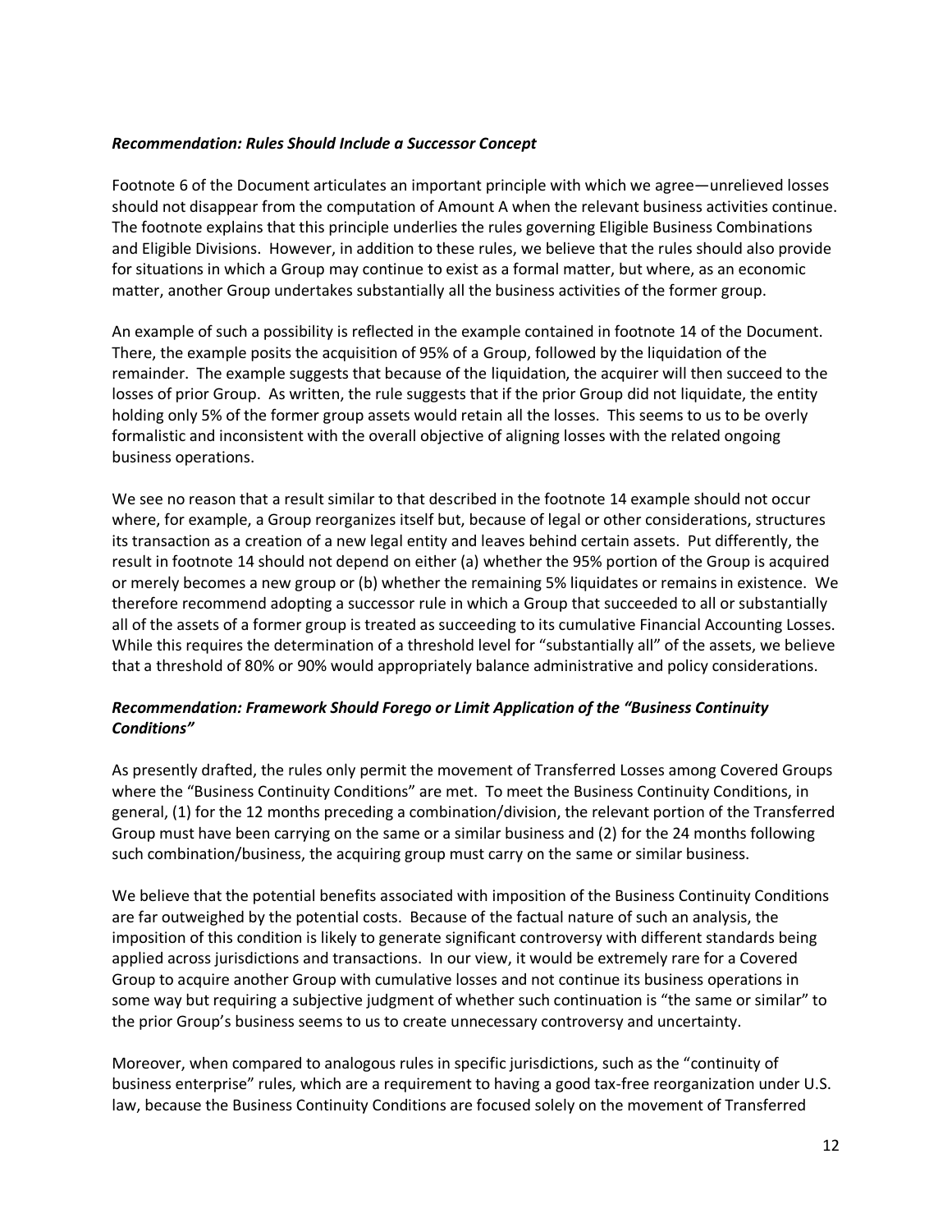### *Recommendation: Rules Should Include a Successor Concept*

Footnote 6 of the Document articulates an important principle with which we agree—unrelieved losses should not disappear from the computation of Amount A when the relevant business activities continue. The footnote explains that this principle underlies the rules governing Eligible Business Combinations and Eligible Divisions. However, in addition to these rules, we believe that the rules should also provide for situations in which a Group may continue to exist as a formal matter, but where, as an economic matter, another Group undertakes substantially all the business activities of the former group.

An example of such a possibility is reflected in the example contained in footnote 14 of the Document. There, the example posits the acquisition of 95% of a Group, followed by the liquidation of the remainder. The example suggests that because of the liquidation, the acquirer will then succeed to the losses of prior Group. As written, the rule suggests that if the prior Group did not liquidate, the entity holding only 5% of the former group assets would retain all the losses. This seems to us to be overly formalistic and inconsistent with the overall objective of aligning losses with the related ongoing business operations.

We see no reason that a result similar to that described in the footnote 14 example should not occur where, for example, a Group reorganizes itself but, because of legal or other considerations, structures its transaction as a creation of a new legal entity and leaves behind certain assets. Put differently, the result in footnote 14 should not depend on either (a) whether the 95% portion of the Group is acquired or merely becomes a new group or (b) whether the remaining 5% liquidates or remains in existence. We therefore recommend adopting a successor rule in which a Group that succeeded to all or substantially all of the assets of a former group is treated as succeeding to its cumulative Financial Accounting Losses. While this requires the determination of a threshold level for "substantially all" of the assets, we believe that a threshold of 80% or 90% would appropriately balance administrative and policy considerations.

### *Recommendation: Framework Should Forego or Limit Application of the "Business Continuity Conditions"*

As presently drafted, the rules only permit the movement of Transferred Losses among Covered Groups where the "Business Continuity Conditions" are met. To meet the Business Continuity Conditions, in general, (1) for the 12 months preceding a combination/division, the relevant portion of the Transferred Group must have been carrying on the same or a similar business and (2) for the 24 months following such combination/business, the acquiring group must carry on the same or similar business.

We believe that the potential benefits associated with imposition of the Business Continuity Conditions are far outweighed by the potential costs. Because of the factual nature of such an analysis, the imposition of this condition is likely to generate significant controversy with different standards being applied across jurisdictions and transactions. In our view, it would be extremely rare for a Covered Group to acquire another Group with cumulative losses and not continue its business operations in some way but requiring a subjective judgment of whether such continuation is "the same or similar" to the prior Group's business seems to us to create unnecessary controversy and uncertainty.

Moreover, when compared to analogous rules in specific jurisdictions, such as the "continuity of business enterprise" rules, which are a requirement to having a good tax-free reorganization under U.S. law, because the Business Continuity Conditions are focused solely on the movement of Transferred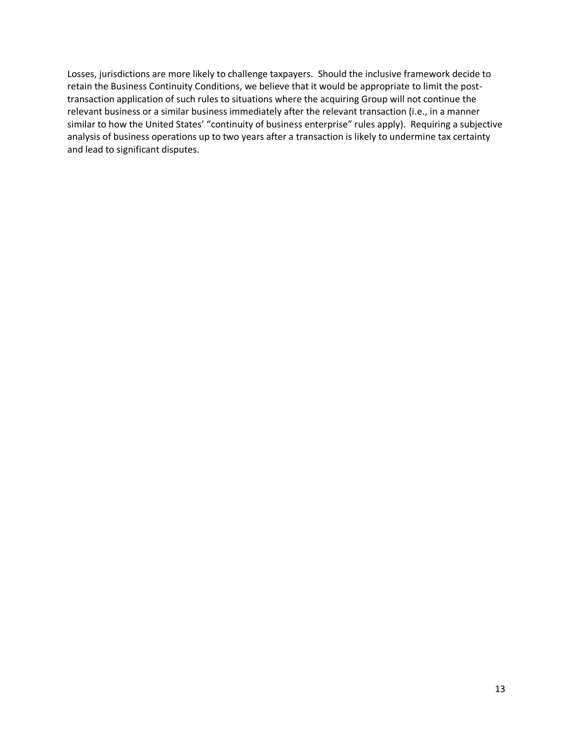Losses, jurisdictions are more likely to challenge taxpayers. Should the inclusive framework decide to retain the Business Continuity Conditions, we believe that it would be appropriate to limit the post-transaction application of such rules to situations where the acquiring Group will not continue the relevant business or a similar business immediately after the relevant transaction (i.e., in a manner similar to how the United States' "continuity of business enterprise" rules apply). Requiring a subjective analysis of business operations up to two years after a transaction is likely to undermine tax certainty and lead to significant disputes.